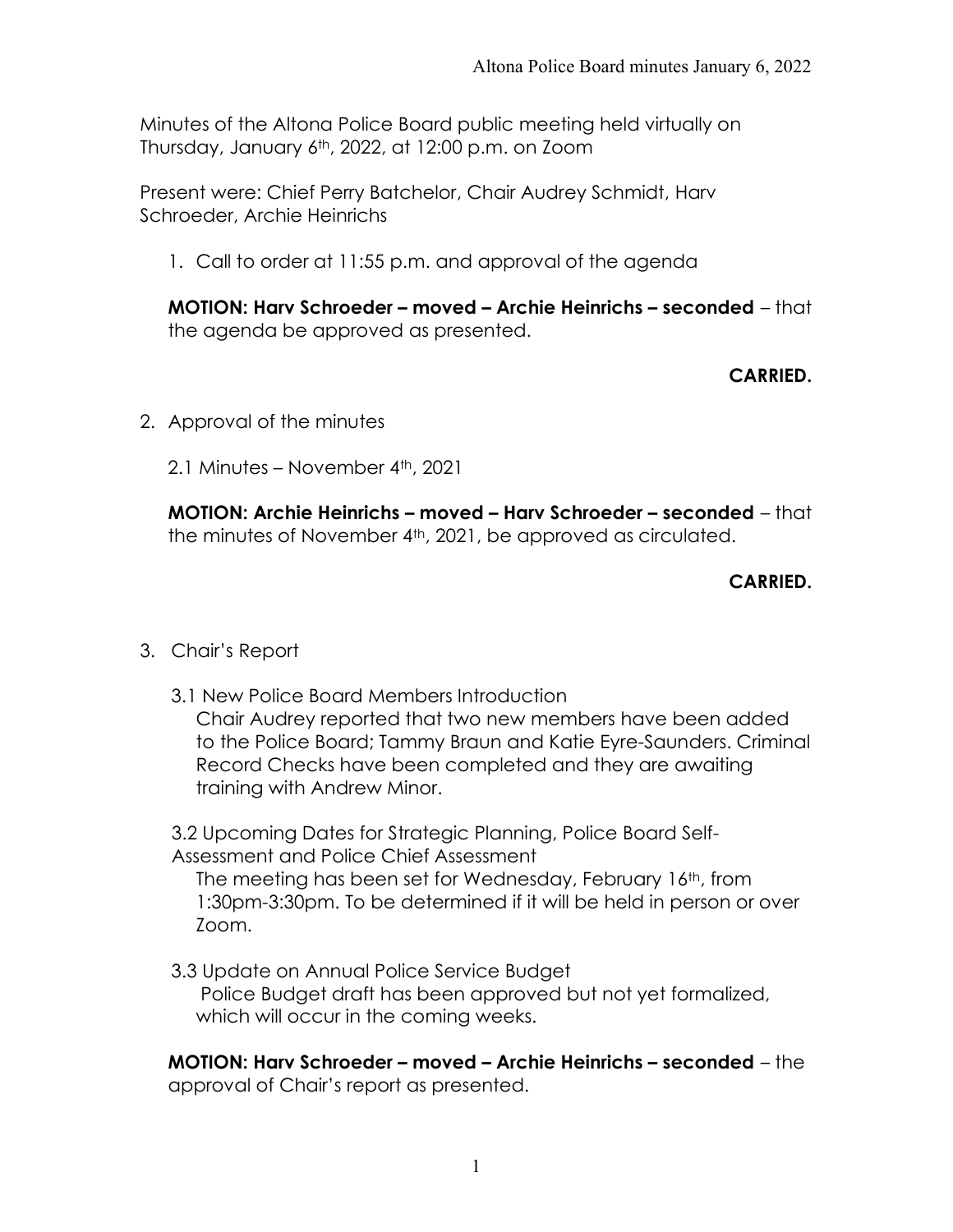Minutes of the Altona Police Board public meeting held virtually on Thursday, January 6th, 2022, at 12:00 p.m. on Zoom

Present were: Chief Perry Batchelor, Chair Audrey Schmidt, Harv Schroeder, Archie Heinrichs

1. Call to order at 11:55 p.m. and approval of the agenda

**MOTION: Harv Schroeder – moved – Archie Heinrichs – seconded** – that the agenda be approved as presented.

**CARRIED.**

2. Approval of the minutes

2.1 Minutes – November 4th, 2021

**MOTION: Archie Heinrichs – moved – Harv Schroeder – seconded** – that the minutes of November 4th, 2021, be approved as circulated.

**CARRIED.**

3. Chair's Report

3.1 New Police Board Members Introduction
Chair Audrey reported that two new members have been added to the Police Board; Tammy Braun and Katie Eyre-Saunders. Criminal Record Checks have been completed and they are awaiting training with Andrew Minor.

3.2 Upcoming Dates for Strategic Planning, Police Board Self-Assessment and Police Chief Assessment
The meeting has been set for Wednesday, February 16th, from 1:30pm-3:30pm. To be determined if it will be held in person or over Zoom.

3.3 Update on Annual Police Service Budget
Police Budget draft has been approved but not yet formalized, which will occur in the coming weeks.

**MOTION: Harv Schroeder – moved – Archie Heinrichs – seconded** – the approval of Chair's report as presented.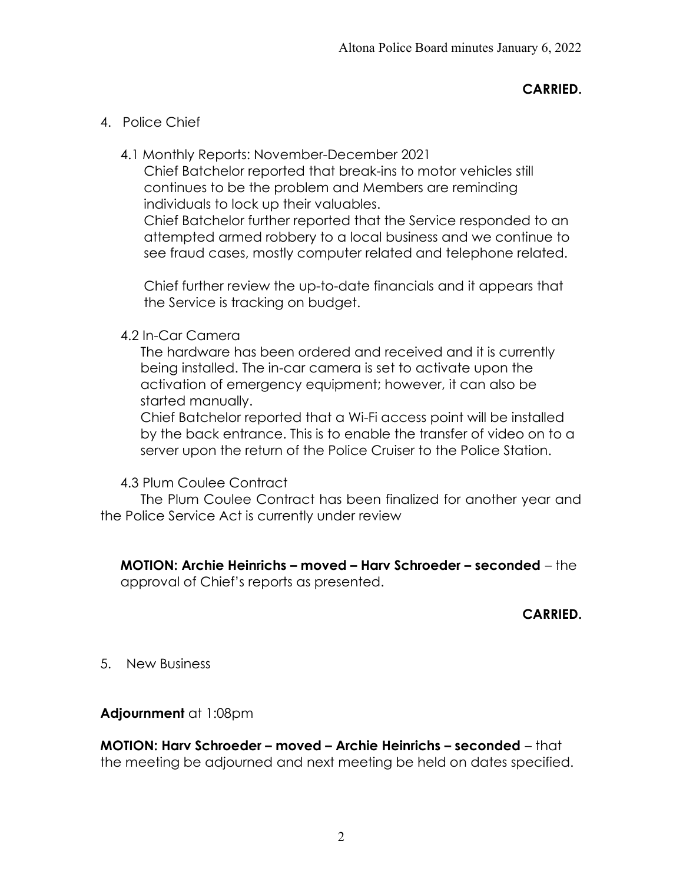**CARRIED.**

4. Police Chief

   4.1 Monthly Reports: November-December 2021

   Chief Batchelor reported that break-ins to motor vehicles still continues to be the problem and Members are reminding individuals to lock up their valuables.

   Chief Batchelor further reported that the Service responded to an attempted armed robbery to a local business and we continue to see fraud cases, mostly computer related and telephone related.

   Chief further review the up-to-date financials and it appears that the Service is tracking on budget.

   4.2 In-Car Camera

   The hardware has been ordered and received and it is currently being installed. The in-car camera is set to activate upon the activation of emergency equipment; however, it can also be started manually.

   Chief Batchelor reported that a Wi-Fi access point will be installed by the back entrance. This is to enable the transfer of video on to a server upon the return of the Police Cruiser to the Police Station.

   4.3 Plum Coulee Contract

   The Plum Coulee Contract has been finalized for another year and the Police Service Act is currently under review

**MOTION: Archie Heinrichs – moved – Harv Schroeder – seconded** – the approval of Chief's reports as presented.

**CARRIED.**

5. New Business

**Adjournment** at 1:08pm

**MOTION: Harv Schroeder – moved – Archie Heinrichs – seconded** – that the meeting be adjourned and next meeting be held on dates specified.